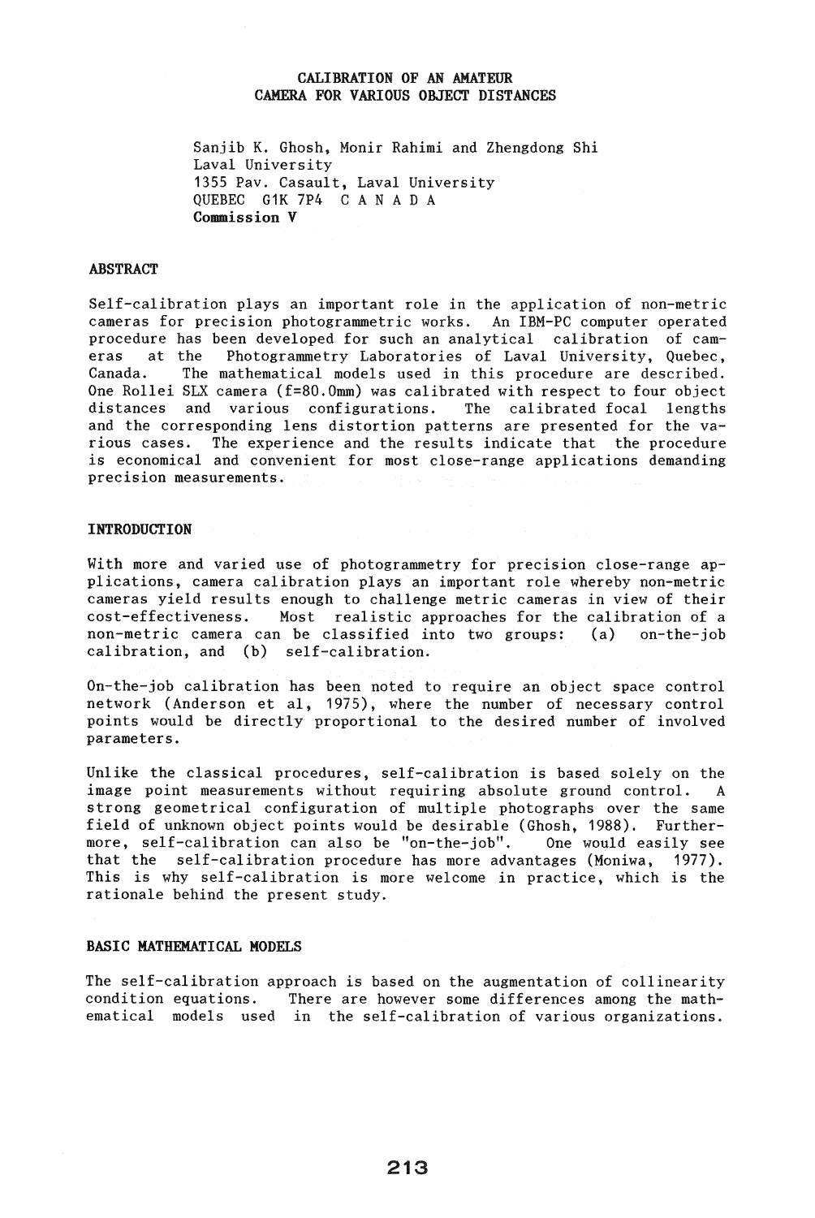# CALIBRATION OF AN AMATEUR CAMERA FOR VARIOUS OBJECT DISTANCES

Sanjib K. Ghosh, Monir Rahimi and Zhengdong Shi
Laval University
1355 Pav. Casault, Laval University
QUEBEC G1K 7P4 CANADA
**Commission V**

## ABSTRACT

Self-calibration plays an important role in the application of non-metric cameras for precision photogrammetric works. An IBM-PC computer operated procedure has been developed for such an analytical calibration of cameras at the Photogrammetry Laboratories of Laval University, Quebec, Canada. The mathematical models used in this procedure are described. One Rollei SLX camera (f=80.0mm) was calibrated with respect to four object distances and various configurations. The calibrated focal lengths and the corresponding lens distortion patterns are presented for the various cases. The experience and the results indicate that the procedure is economical and convenient for most close-range applications demanding precision measurements.

## INTRODUCTION

With more and varied use of photogrammetry for precision close-range applications, camera calibration plays an important role whereby non-metric cameras yield results enough to challenge metric cameras in view of their cost-effectiveness. Most realistic approaches for the calibration of a non-metric camera can be classified into two groups: (a) on-the-job calibration, and (b) self-calibration.

On-the-job calibration has been noted to require an object space control network (Anderson et al, 1975), where the number of necessary control points would be directly proportional to the desired number of involved parameters.

Unlike the classical procedures, self-calibration is based solely on the image point measurements without requiring absolute ground control. A strong geometrical configuration of multiple photographs over the same field of unknown object points would be desirable (Ghosh, 1988). Furthermore, self-calibration can also be "on-the-job". One would easily see that the self-calibration procedure has more advantages (Moniwa, 1977). This is why self-calibration is more welcome in practice, which is the rationale behind the present study.

## BASIC MATHEMATICAL MODELS

The self-calibration approach is based on the augmentation of collinearity condition equations. There are however some differences among the mathematical models used in the self-calibration of various organizations.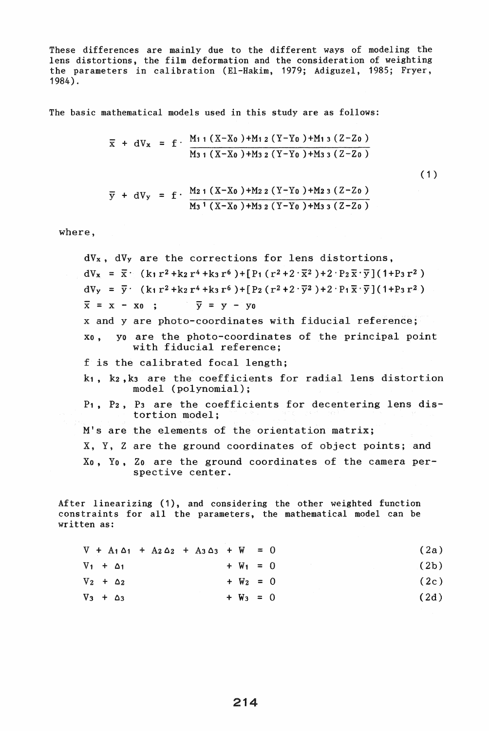These differences are mainly due to the different ways of modeling the lens distortions, the film deformation and the consideration of weighting the parameters in calibration (El-Hakim, 1979; Adiguzel, 1985; Fryer, 1984).

The basic mathematical models used in this study are as follows:

$$\bar{x} + dV_x = f \cdot \frac{M_{11}(X-X_0)+M_{12}(Y-Y_0)+M_{13}(Z-Z_0)}{M_{31}(X-X_0)+M_{32}(Y-Y_0)+M_{33}(Z-Z_0)}$$

$$\bar{y} + dV_y = f \cdot \frac{M_{21}(X-X_0)+M_{22}(Y-Y_0)+M_{23}(Z-Z_0)}{M_{31}(X-X_0)+M_{32}(Y-Y_0)+M_{33}(Z-Z_0)} \qquad (1)$$

where,

$dV_x$, $dV_y$ are the corrections for lens distortions,

$dV_x = \bar{x} \cdot (k_1 r^2 + k_2 r^4 + k_3 r^6) + [P_1(r^2 + 2 \cdot \bar{x}^2) + 2 \cdot P_2 \bar{x} \cdot \bar{y}](1 + P_3 r^2)$

$dV_y = \bar{y} \cdot (k_1 r^2 + k_2 r^4 + k_3 r^6) + [P_2(r^2 + 2 \cdot \bar{y}^2) + 2 \cdot P_1 \bar{x} \cdot \bar{y}](1 + P_3 r^2)$

$\bar{x} = x - x_0$ ; $\bar{y} = y - y_0$

$x$ and $y$ are photo-coordinates with fiducial reference;

$x_0$, $y_0$ are the photo-coordinates of the principal point with fiducial reference;

$f$ is the calibrated focal length;

$k_1$, $k_2$, $k_3$ are the coefficients for radial lens distortion model (polynomial);

$P_1$, $P_2$, $P_3$ are the coefficients for decentering lens distortion model;

$M$'s are the elements of the orientation matrix;

$X$, $Y$, $Z$ are the ground coordinates of object points; and

$X_0$, $Y_0$, $Z_0$ are the ground coordinates of the camera perspective center.

After linearizing (1), and considering the other weighted function constraints for all the parameters, the mathematical model can be written as:

$$V + A_1\Delta_1 + A_2\Delta_2 + A_3\Delta_3 + W = 0 \qquad (2a)$$

$$V_1 + \Delta_1 + W_1 = 0 \qquad (2b)$$

$$V_2 + \Delta_2 + W_2 = 0 \qquad (2c)$$

$$V_3 + \Delta_3 + W_3 = 0 \qquad (2d)$$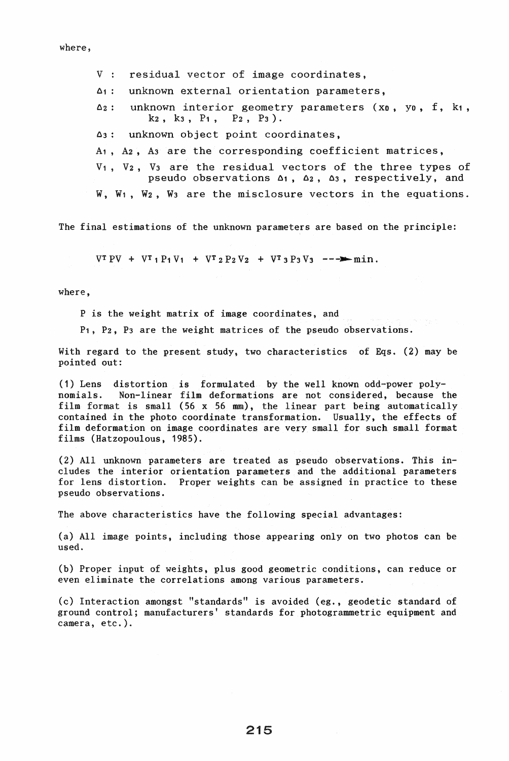where,

- $V$ : residual vector of image coordinates,
- $\Delta_1$ : unknown external orientation parameters,
- $\Delta_2$ : unknown interior geometry parameters ($x_0$, $y_0$, $f$, $k_1$, $k_2$, $k_3$, $P_1$, $P_2$, $P_3$).
- $\Delta_3$ : unknown object point coordinates,
- $A_1$, $A_2$, $A_3$ are the corresponding coefficient matrices,
- $V_1$, $V_2$, $V_3$ are the residual vectors of the three types of pseudo observations $\Delta_1$, $\Delta_2$, $\Delta_3$, respectively, and
- $W$, $W_1$, $W_2$, $W_3$ are the misclosure vectors in the equations.

The final estimations of the unknown parameters are based on the principle:

$$V^T PV + V^T{}_1 P_1 V_1 + V^T{}_2 P_2 V_2 + V^T{}_3 P_3 V_3 \longrightarrow \min.$$

where,

- $P$ is the weight matrix of image coordinates, and
- $P_1$, $P_2$, $P_3$ are the weight matrices of the pseudo observations.

With regard to the present study, two characteristics of Eqs. (2) may be pointed out:

(1) Lens distortion is formulated by the well known odd-power polynomials. Non-linear film deformations are not considered, because the film format is small (56 x 56 mm), the linear part being automatically contained in the photo coordinate transformation. Usually, the effects of film deformation on image coordinates are very small for such small format films (Hatzopoulous, 1985).

(2) All unknown parameters are treated as pseudo observations. This includes the interior orientation parameters and the additional parameters for lens distortion. Proper weights can be assigned in practice to these pseudo observations.

The above characteristics have the following special advantages:

(a) All image points, including those appearing only on two photos can be used.

(b) Proper input of weights, plus good geometric conditions, can reduce or even eliminate the correlations among various parameters.

(c) Interaction amongst "standards" is avoided (eg., geodetic standard of ground control; manufacturers' standards for photogrammetric equipment and camera, etc.).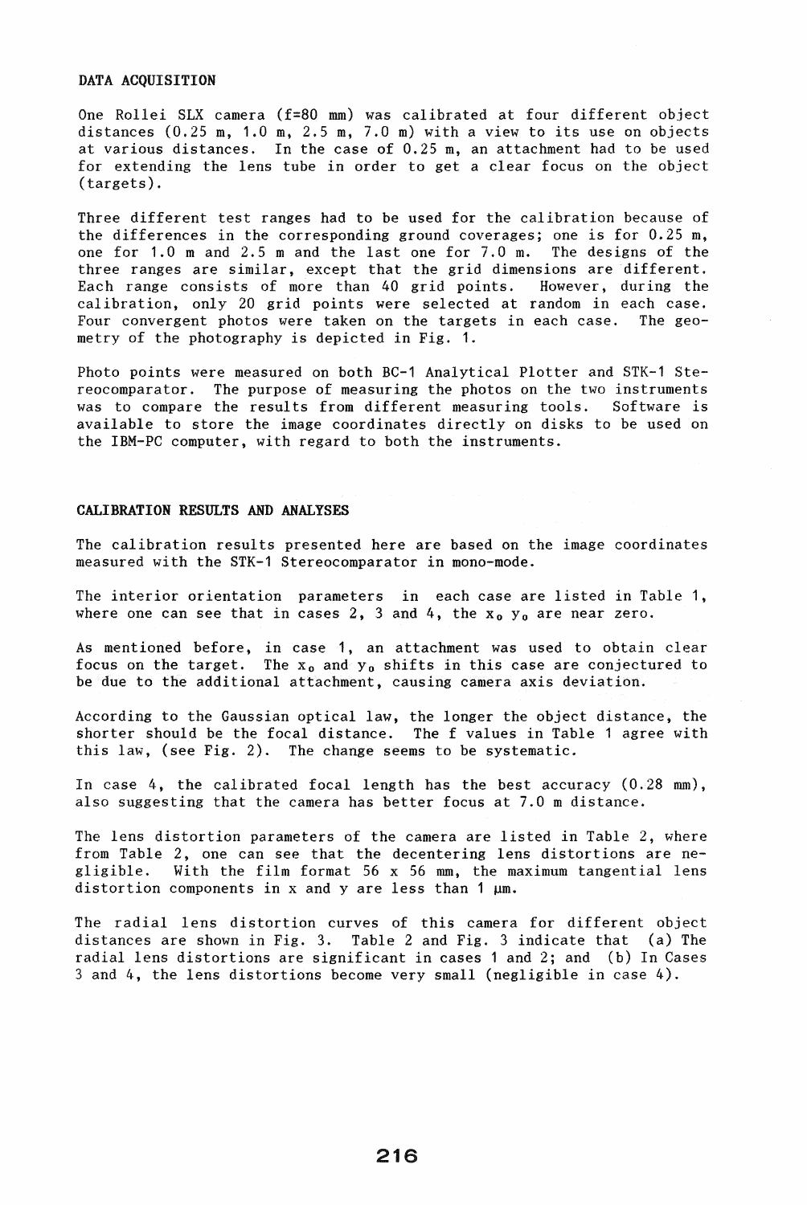## DATA ACQUISITION

One Rollei SLX camera (f=80 mm) was calibrated at four different object distances (0.25 m, 1.0 m, 2.5 m, 7.0 m) with a view to its use on objects at various distances. In the case of 0.25 m, an attachment had to be used for extending the lens tube in order to get a clear focus on the object (targets).

Three different test ranges had to be used for the calibration because of the differences in the corresponding ground coverages; one is for 0.25 m, one for 1.0 m and 2.5 m and the last one for 7.0 m. The designs of the three ranges are similar, except that the grid dimensions are different. Each range consists of more than 40 grid points. However, during the calibration, only 20 grid points were selected at random in each case. Four convergent photos were taken on the targets in each case. The geometry of the photography is depicted in Fig. 1.

Photo points were measured on both BC-1 Analytical Plotter and STK-1 Stereocomparator. The purpose of measuring the photos on the two instruments was to compare the results from different measuring tools. Software is available to store the image coordinates directly on disks to be used on the IBM-PC computer, with regard to both the instruments.

## CALIBRATION RESULTS AND ANALYSES

The calibration results presented here are based on the image coordinates measured with the STK-1 Stereocomparator in mono-mode.

The interior orientation parameters in each case are listed in Table 1, where one can see that in cases 2, 3 and 4, the $x_0$ $y_0$ are near zero.

As mentioned before, in case 1, an attachment was used to obtain clear focus on the target. The $x_0$ and $y_0$ shifts in this case are conjectured to be due to the additional attachment, causing camera axis deviation.

According to the Gaussian optical law, the longer the object distance, the shorter should be the focal distance. The f values in Table 1 agree with this law, (see Fig. 2). The change seems to be systematic.

In case 4, the calibrated focal length has the best accuracy (0.28 mm), also suggesting that the camera has better focus at 7.0 m distance.

The lens distortion parameters of the camera are listed in Table 2, where from Table 2, one can see that the decentering lens distortions are negligible. With the film format 56 x 56 mm, the maximum tangential lens distortion components in x and y are less than 1 µm.

The radial lens distortion curves of this camera for different object distances are shown in Fig. 3. Table 2 and Fig. 3 indicate that (a) The radial lens distortions are significant in cases 1 and 2; and (b) In Cases 3 and 4, the lens distortions become very small (negligible in case 4).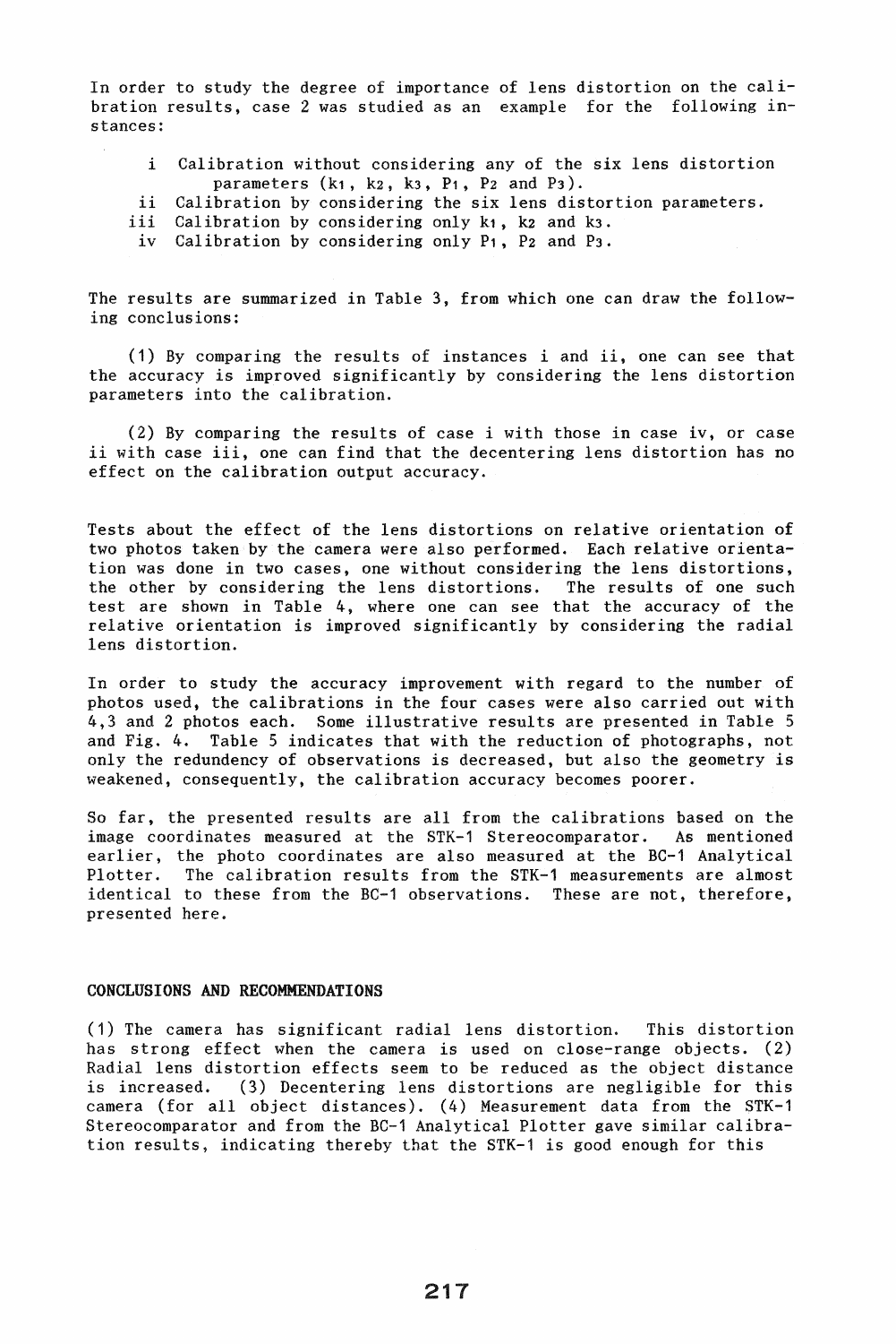In order to study the degree of importance of lens distortion on the calibration results, case 2 was studied as an example for the following instances:

- i Calibration without considering any of the six lens distortion parameters ($k_1$, $k_2$, $k_3$, $P_1$, $P_2$ and $P_3$).
- ii Calibration by considering the six lens distortion parameters.
- iii Calibration by considering only $k_1$, $k_2$ and $k_3$.
- iv Calibration by considering only $P_1$, $P_2$ and $P_3$.

The results are summarized in Table 3, from which one can draw the following conclusions:

(1) By comparing the results of instances i and ii, one can see that the accuracy is improved significantly by considering the lens distortion parameters into the calibration.

(2) By comparing the results of case i with those in case iv, or case ii with case iii, one can find that the decentering lens distortion has no effect on the calibration output accuracy.

Tests about the effect of the lens distortions on relative orientation of two photos taken by the camera were also performed. Each relative orientation was done in two cases, one without considering the lens distortions, the other by considering the lens distortions. The results of one such test are shown in Table 4, where one can see that the accuracy of the relative orientation is improved significantly by considering the radial lens distortion.

In order to study the accuracy improvement with regard to the number of photos used, the calibrations in the four cases were also carried out with 4,3 and 2 photos each. Some illustrative results are presented in Table 5 and Fig. 4. Table 5 indicates that with the reduction of photographs, not only the redundency of observations is decreased, but also the geometry is weakened, consequently, the calibration accuracy becomes poorer.

So far, the presented results are all from the calibrations based on the image coordinates measured at the STK-1 Stereocomparator. As mentioned earlier, the photo coordinates are also measured at the BC-1 Analytical Plotter. The calibration results from the STK-1 measurements are almost identical to these from the BC-1 observations. These are not, therefore, presented here.

## CONCLUSIONS AND RECOMMENDATIONS

(1) The camera has significant radial lens distortion. This distortion has strong effect when the camera is used on close-range objects. (2) Radial lens distortion effects seem to be reduced as the object distance is increased. (3) Decentering lens distortions are negligible for this camera (for all object distances). (4) Measurement data from the STK-1 Stereocomparator and from the BC-1 Analytical Plotter gave similar calibration results, indicating thereby that the STK-1 is good enough for this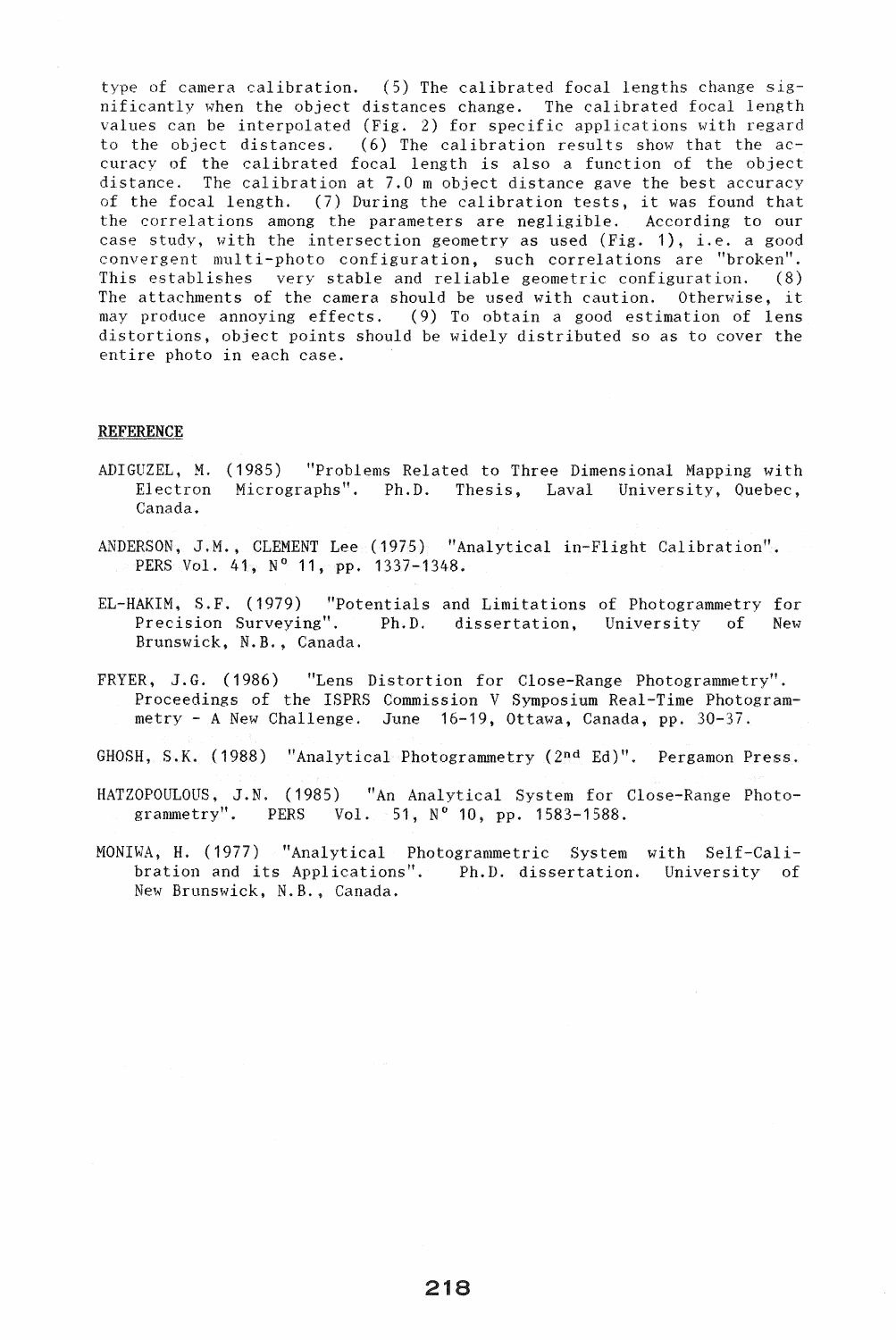type of camera calibration. (5) The calibrated focal lengths change significantly when the object distances change. The calibrated focal length values can be interpolated (Fig. 2) for specific applications with regard to the object distances. (6) The calibration results show that the accuracy of the calibrated focal length is also a function of the object distance. The calibration at 7.0 m object distance gave the best accuracy of the focal length. (7) During the calibration tests, it was found that the correlations among the parameters are negligible. According to our case study, with the intersection geometry as used (Fig. 1), i.e. a good convergent multi-photo configuration, such correlations are "broken". This establishes very stable and reliable geometric configuration. (8) The attachments of the camera should be used with caution. Otherwise, it may produce annoying effects. (9) To obtain a good estimation of lens distortions, object points should be widely distributed so as to cover the entire photo in each case.

## REFERENCE

ADIGUZEL, M. (1985) "Problems Related to Three Dimensional Mapping with Electron Micrographs". Ph.D. Thesis, Laval University, Quebec, Canada.

ANDERSON, J.M., CLEMENT Lee (1975) "Analytical in-Flight Calibration". PERS Vol. 41, N° 11, pp. 1337-1348.

EL-HAKIM, S.F. (1979) "Potentials and Limitations of Photogrammetry for Precision Surveying". Ph.D. dissertation, University of New Brunswick, N.B., Canada.

FRYER, J.G. (1986) "Lens Distortion for Close-Range Photogrammetry". Proceedings of the ISPRS Commission V Symposium Real-Time Photogrammetry - A New Challenge. June 16-19, Ottawa, Canada, pp. 30-37.

GHOSH, S.K. (1988) "Analytical Photogrammetry (2nd Ed)". Pergamon Press.

HATZOPOULOUS, J.N. (1985) "An Analytical System for Close-Range Photogrammetry". PERS Vol. 51, N° 10, pp. 1583-1588.

MONIWA, H. (1977) "Analytical Photogrammetric System with Self-Calibration and its Applications". Ph.D. dissertation. University of New Brunswick, N.B., Canada.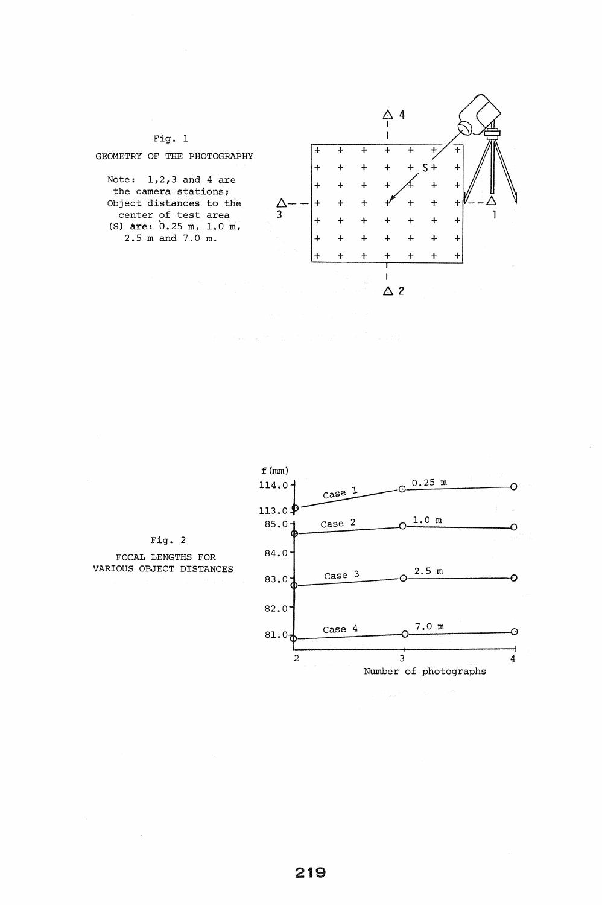Fig. 1

GEOMETRY OF THE PHOTOGRAPHY

Note: 1,2,3 and 4 are the camera stations; Object distances to the center of test area (S) are: 0.25 m, 1.0 m, 2.5 m and 7.0 m.

Fig. 2

FOCAL LENGTHS FOR VARIOUS OBJECT DISTANCES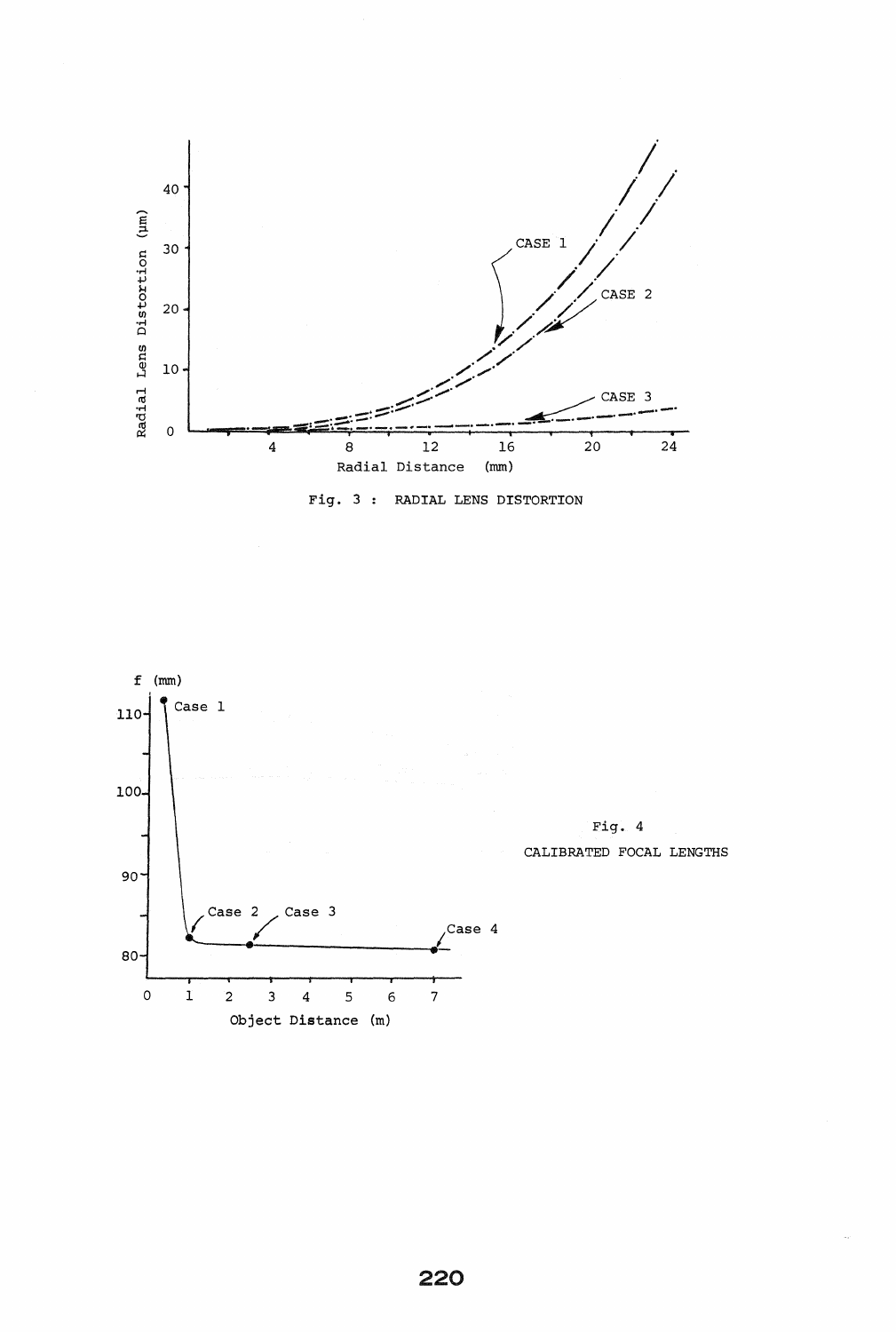Fig. 3 : RADIAL LENS DISTORTION

Fig. 4
CALIBRATED FOCAL LENGTHS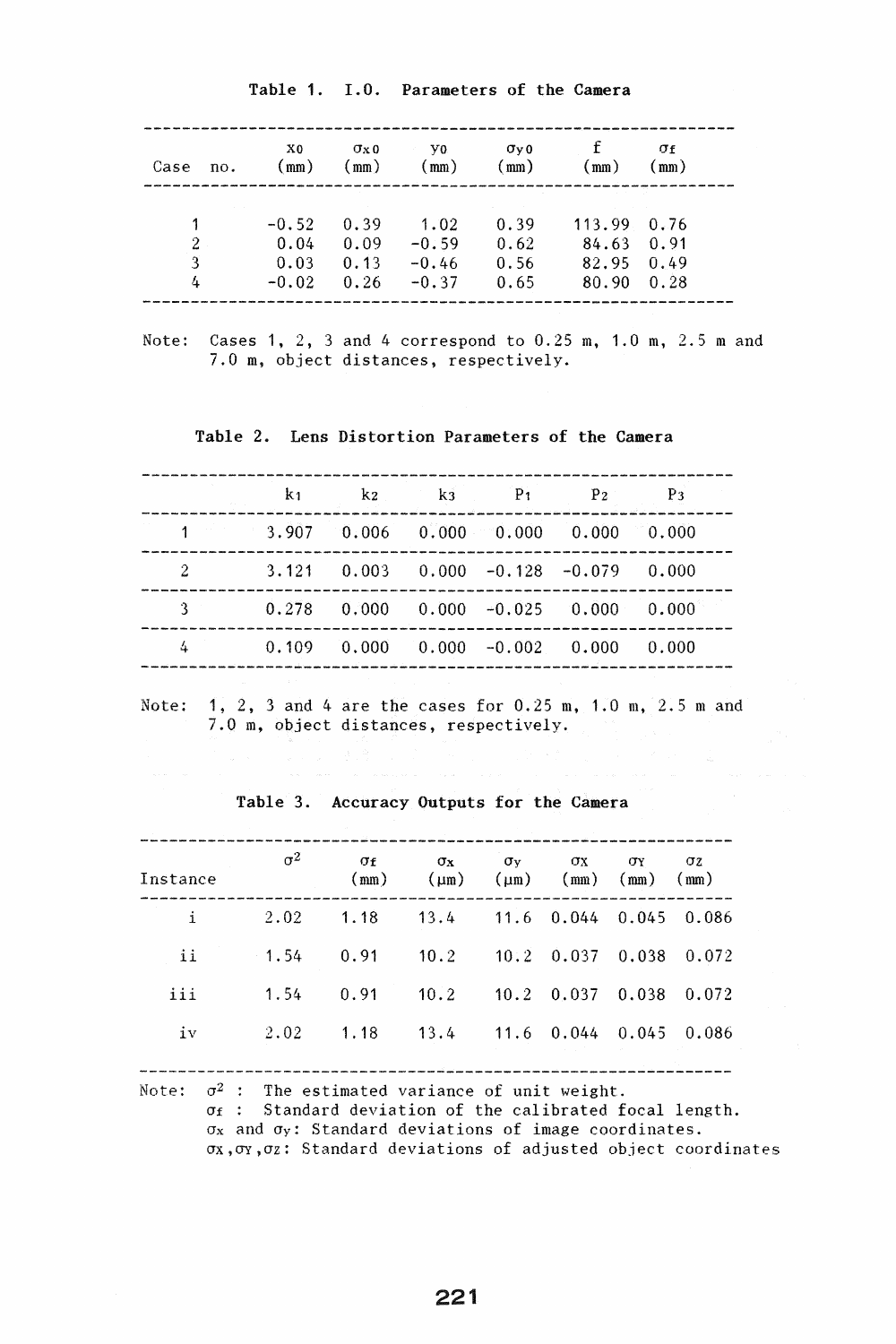Table 1. I.O. Parameters of the Camera

| Case no. | $x_0$ (mm) | $\sigma_{x0}$ (mm) | $y_0$ (mm) | $\sigma_{y0}$ (mm) | f (mm) | $\sigma_f$ (mm) |
|---|---|---|---|---|---|---|
| 1 | -0.52 | 0.39 | 1.02 | 0.39 | 113.99 | 0.76 |
| 2 | 0.04 | 0.09 | -0.59 | 0.62 | 84.63 | 0.91 |
| 3 | 0.03 | 0.13 | -0.46 | 0.56 | 82.95 | 0.49 |
| 4 | -0.02 | 0.26 | -0.37 | 0.65 | 80.90 | 0.28 |

Note: Cases 1, 2, 3 and 4 correspond to 0.25 m, 1.0 m, 2.5 m and 7.0 m, object distances, respectively.

Table 2. Lens Distortion Parameters of the Camera

| | $k_1$ | $k_2$ | $k_3$ | $P_1$ | $P_2$ | $P_3$ |
|---|---|---|---|---|---|---|
| 1 | 3.907 | 0.006 | 0.000 | 0.000 | 0.000 | 0.000 |
| 2 | 3.121 | 0.003 | 0.000 | -0.128 | -0.079 | 0.000 |
| 3 | 0.278 | 0.000 | 0.000 | -0.025 | 0.000 | 0.000 |
| 4 | 0.109 | 0.000 | 0.000 | -0.002 | 0.000 | 0.000 |

Note: 1, 2, 3 and 4 are the cases for 0.25 m, 1.0 m, 2.5 m and 7.0 m, object distances, respectively.

Table 3. Accuracy Outputs for the Camera

| Instance | $\sigma^2$ | $\sigma_f$ (mm) | $\sigma_x$ ($\mu$m) | $\sigma_y$ ($\mu$m) | $\sigma_X$ (mm) | $\sigma_Y$ (mm) | $\sigma_Z$ (mm) |
|---|---|---|---|---|---|---|---|
| i | 2.02 | 1.18 | 13.4 | 11.6 | 0.044 | 0.045 | 0.086 |
| ii | 1.54 | 0.91 | 10.2 | 10.2 | 0.037 | 0.038 | 0.072 |
| iii | 1.54 | 0.91 | 10.2 | 10.2 | 0.037 | 0.038 | 0.072 |
| iv | 2.02 | 1.18 | 13.4 | 11.6 | 0.044 | 0.045 | 0.086 |

Note: $\sigma^2$ : The estimated variance of unit weight.
$\sigma_f$ : Standard deviation of the calibrated focal length.
$\sigma_x$ and $\sigma_y$: Standard deviations of image coordinates.
$\sigma_X$, $\sigma_Y$, $\sigma_Z$: Standard deviations of adjusted object coordinates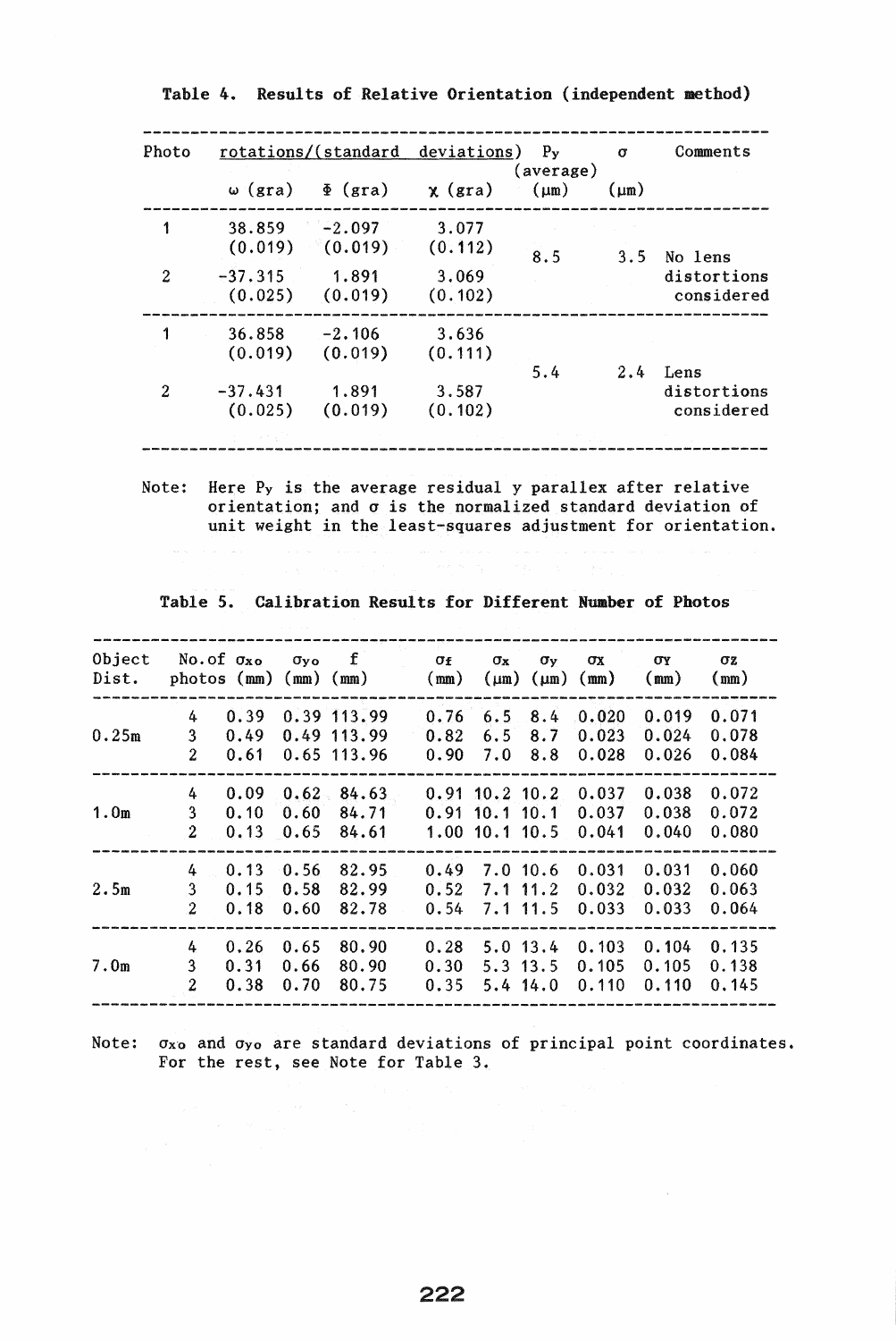**Table 4. Results of Relative Orientation (independent method)**

| Photo | rotations/(standard deviations) | | | $P_y$ (average) | $\sigma$ | Comments |
|---|---|---|---|---|---|---|
| | $\omega$ (gra) | $\Phi$ (gra) | $\chi$ (gra) | ($\mu$m) | ($\mu$m) | |
| 1 | 38.859 (0.019) | -2.097 (0.019) | 3.077 (0.112) | 8.5 | 3.5 | No lens distortions considered |
| 2 | -37.315 (0.025) | 1.891 (0.019) | 3.069 (0.102) | | | |
| 1 | 36.858 (0.019) | -2.106 (0.019) | 3.636 (0.111) | 5.4 | 2.4 | Lens distortions considered |
| 2 | -37.431 (0.025) | 1.891 (0.019) | 3.587 (0.102) | | | |

Note: Here $P_y$ is the average residual y parallex after relative orientation; and $\sigma$ is the normalized standard deviation of unit weight in the least-squares adjustment for orientation.

**Table 5. Calibration Results for Different Number of Photos**

| Object Dist. | No.of photos | $\sigma_{xo}$ (mm) | $\sigma_{yo}$ (mm) | f (mm) | $\sigma_f$ (mm) | $\sigma_x$ ($\mu$m) | $\sigma_y$ ($\mu$m) | $\sigma_X$ (mm) | $\sigma_Y$ (mm) | $\sigma_Z$ (mm) |
|---|---|---|---|---|---|---|---|---|---|---|
| 0.25m | 4 | 0.39 | 0.39 | 113.99 | 0.76 | 6.5 | 8.4 | 0.020 | 0.019 | 0.071 |
| | 3 | 0.49 | 0.49 | 113.99 | 0.82 | 6.5 | 8.7 | 0.023 | 0.024 | 0.078 |
| | 2 | 0.61 | 0.65 | 113.96 | 0.90 | 7.0 | 8.8 | 0.028 | 0.026 | 0.084 |
| 1.0m | 4 | 0.09 | 0.62 | 84.63 | 0.91 | 10.2 | 10.2 | 0.037 | 0.038 | 0.072 |
| | 3 | 0.10 | 0.60 | 84.71 | 0.91 | 10.1 | 10.1 | 0.037 | 0.038 | 0.072 |
| | 2 | 0.13 | 0.65 | 84.61 | 1.00 | 10.1 | 10.5 | 0.041 | 0.040 | 0.080 |
| 2.5m | 4 | 0.13 | 0.56 | 82.95 | 0.49 | 7.0 | 10.6 | 0.031 | 0.031 | 0.060 |
| | 3 | 0.15 | 0.58 | 82.99 | 0.52 | 7.1 | 11.2 | 0.032 | 0.032 | 0.063 |
| | 2 | 0.18 | 0.60 | 82.78 | 0.54 | 7.1 | 11.5 | 0.033 | 0.033 | 0.064 |
| 7.0m | 4 | 0.26 | 0.65 | 80.90 | 0.28 | 5.0 | 13.4 | 0.103 | 0.104 | 0.135 |
| | 3 | 0.31 | 0.66 | 80.90 | 0.30 | 5.3 | 13.5 | 0.105 | 0.105 | 0.138 |
| | 2 | 0.38 | 0.70 | 80.75 | 0.35 | 5.4 | 14.0 | 0.110 | 0.110 | 0.145 |

Note: $\sigma_{xo}$ and $\sigma_{yo}$ are standard deviations of principal point coordinates. For the rest, see Note for Table 3.